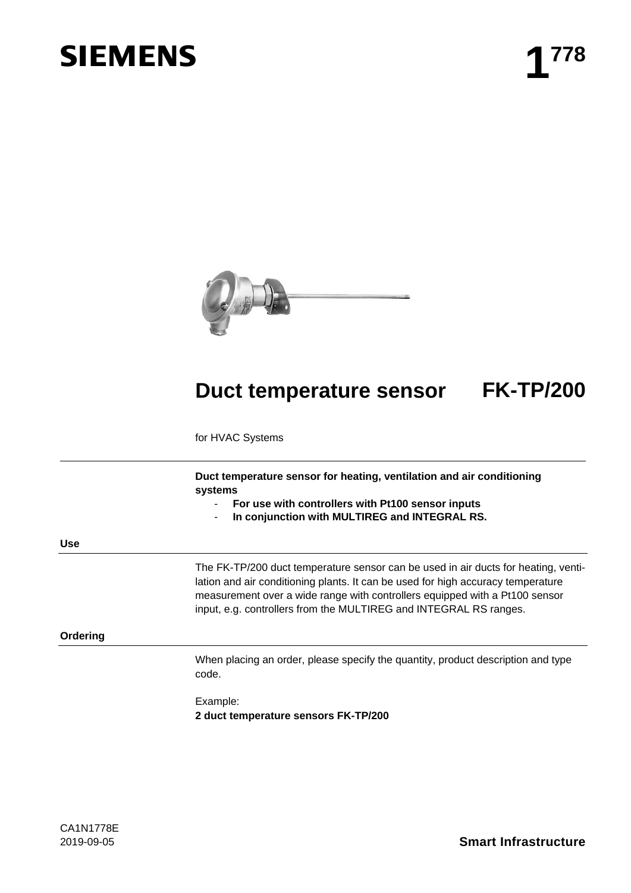SIEMENS

# 1[778]

# Duct temperature sensor FK-TP/200

for HVAC Systems

**Duct temperature sensor for heating, ventilation and air conditioning systems**

- **For use with controllers with Pt100 sensor inputs**
- **In conjunction with MULTIREG and INTEGRAL RS.**

## Use

The FK-TP/200 duct temperature sensor can be used in air ducts for heating, ventilation and air conditioning plants. It can be used for high accuracy temperature measurement over a wide range with controllers equipped with a Pt100 sensor input, e.g. controllers from the MULTIREG and INTEGRAL RS ranges.

## Ordering

When placing an order, please specify the quantity, product description and type code.

Example:
**2 duct temperature sensors FK-TP/200**

CA1N1778E
2019-09-05

**Smart Infrastructure**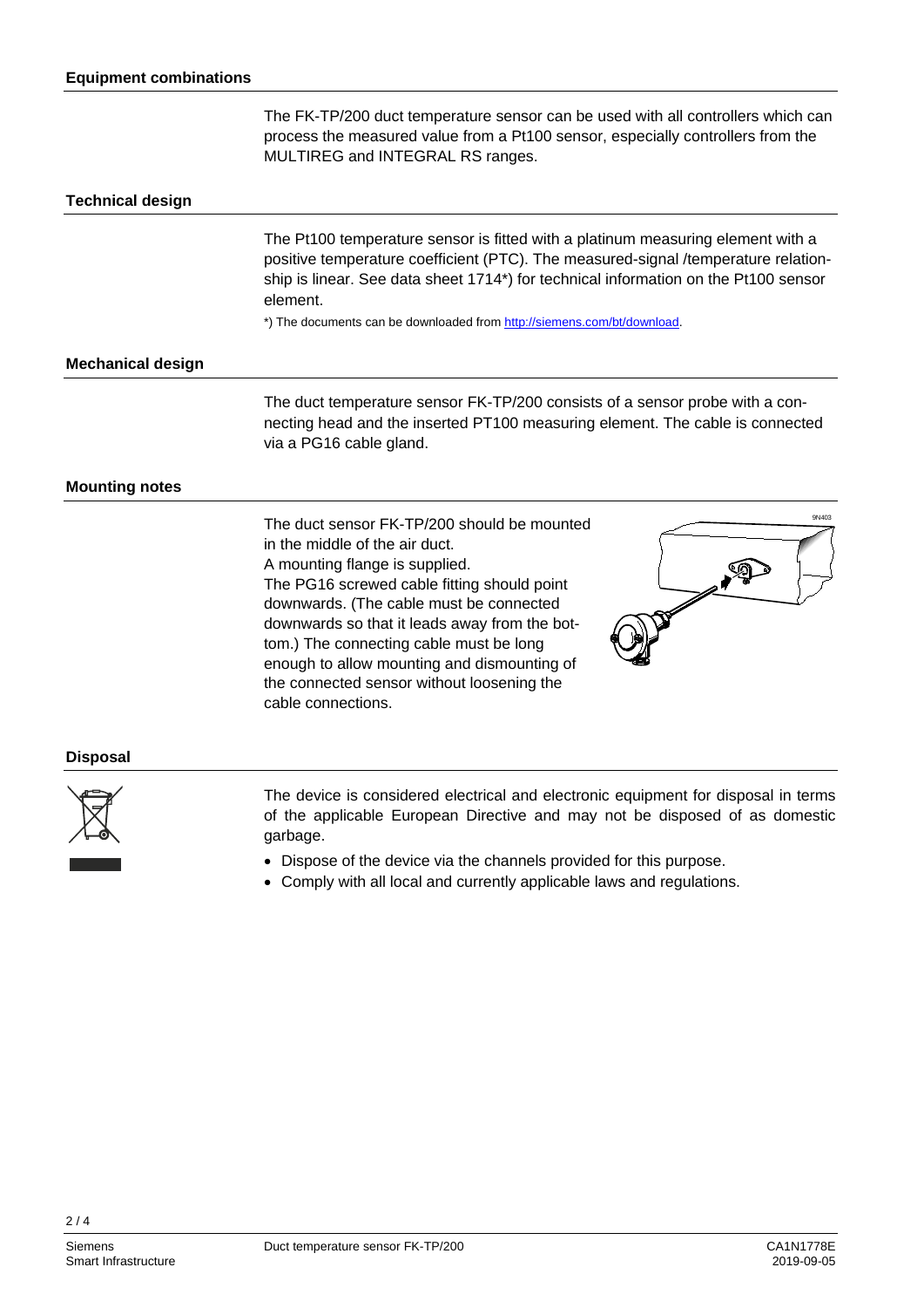## Equipment combinations

The FK-TP/200 duct temperature sensor can be used with all controllers which can process the measured value from a Pt100 sensor, especially controllers from the MULTIREG and INTEGRAL RS ranges.

## Technical design

The Pt100 temperature sensor is fitted with a platinum measuring element with a positive temperature coefficient (PTC). The measured-signal /temperature relationship is linear. See data sheet 1714*) for technical information on the Pt100 sensor element.

*) The documents can be downloaded from http://siemens.com/bt/download.

## Mechanical design

The duct temperature sensor FK-TP/200 consists of a sensor probe with a connecting head and the inserted PT100 measuring element. The cable is connected via a PG16 cable gland.

## Mounting notes

The duct sensor FK-TP/200 should be mounted in the middle of the air duct.
A mounting flange is supplied.
The PG16 screwed cable fitting should point downwards. (The cable must be connected downwards so that it leads away from the bottom.) The connecting cable must be long enough to allow mounting and dismounting of the connected sensor without loosening the cable connections.

## Disposal

The device is considered electrical and electronic equipment for disposal in terms of the applicable European Directive and may not be disposed of as domestic garbage.

- Dispose of the device via the channels provided for this purpose.
- Comply with all local and currently applicable laws and regulations.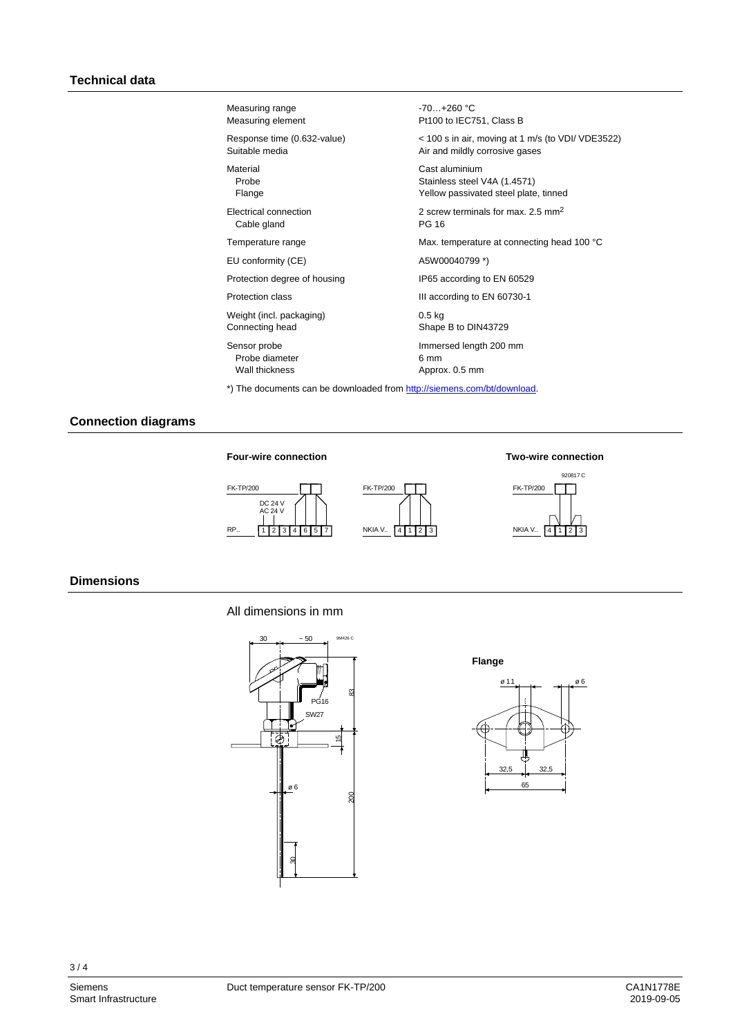## Technical data

| | |
|---|---|
| Measuring range | -70…+260 °C |
| Measuring element | Pt100 to IEC751, Class B |
| Response time (0.632-value) | < 100 s in air, moving at 1 m/s (to VDI/ VDE3522) |
| Suitable media | Air and mildly corrosive gases |
| Material | Cast aluminium |
| Probe | Stainless steel V4A (1.4571) |
| Flange | Yellow passivated steel plate, tinned |
| Electrical connection | 2 screw terminals for max. 2.5 mm$^2$ |
| Cable gland | PG 16 |
| Temperature range | Max. temperature at connecting head 100 °C |
| EU conformity (CE) | A5W00040799 *) |
| Protection degree of housing | IP65 according to EN 60529 |
| Protection class | III according to EN 60730-1 |
| Weight (incl. packaging) | 0.5 kg |
| Connecting head | Shape B to DIN43729 |
| Sensor probe | Immersed length 200 mm |
| Probe diameter | 6 mm |
| Wall thickness | Approx. 0.5 mm |

*) The documents can be downloaded from http://siemens.com/bt/download.

## Connection diagrams

**Four-wire connection**

FK-TP/200 — DC 24 V / AC 24 V — RP.. 1 2 3 4 6 5 7

FK-TP/200 — NKIA V.. 4 1 2 3

**Two-wire connection**

920817 C

FK-TP/200 — NKIA V.. 4 1 2 3

## Dimensions

All dimensions in mm

9M426 C

30, ~ 50, PG16, SW27, 83, 15, ø 6, 200, 30

**Flange**

ø 11, ø 6, 32,5, 32,5, 65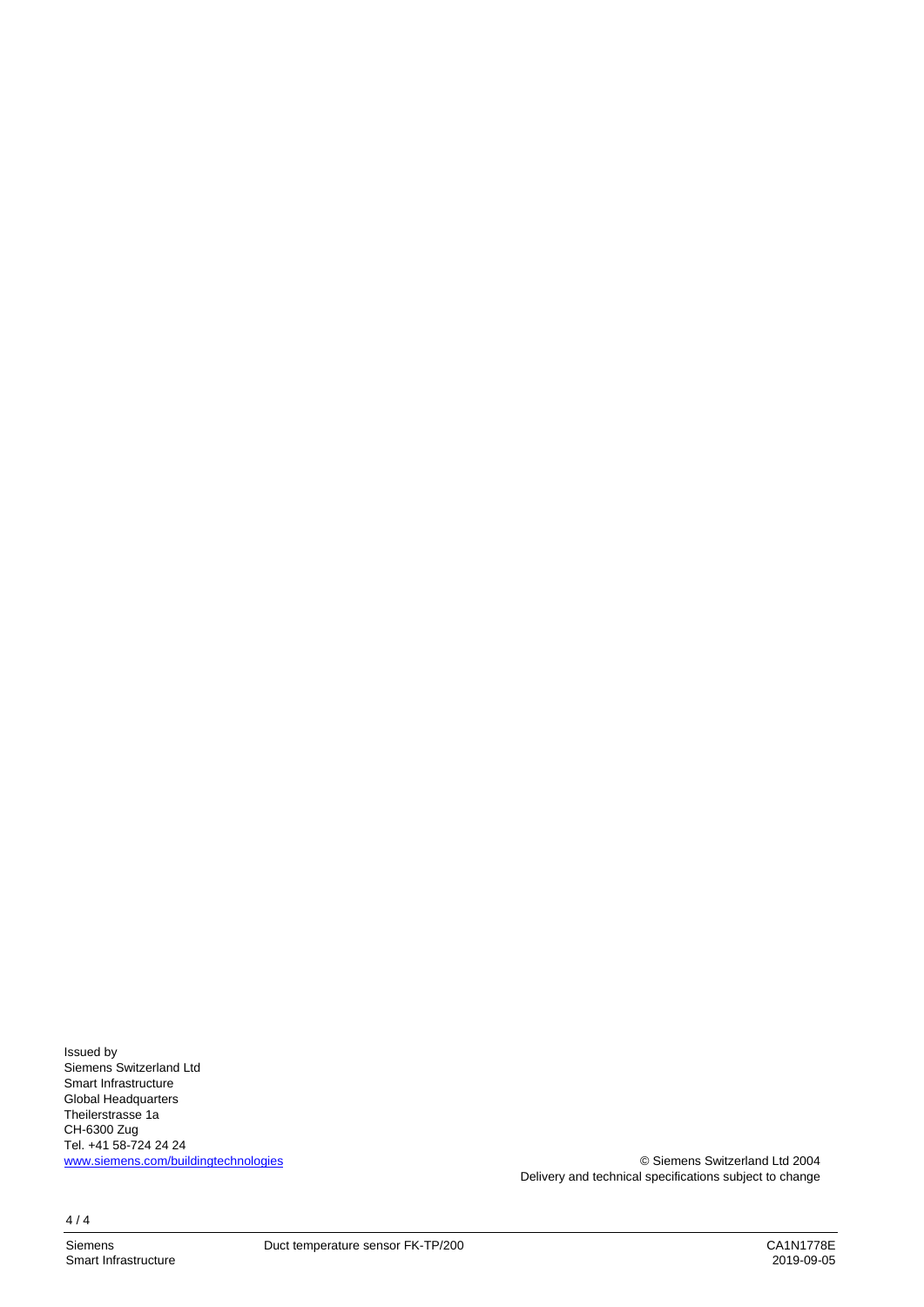Issued by
Siemens Switzerland Ltd
Smart Infrastructure
Global Headquarters
Theilerstrasse 1a
CH-6300 Zug
Tel. +41 58-724 24 24
www.siemens.com/buildingtechnologies

© Siemens Switzerland Ltd 2004
Delivery and technical specifications subject to change